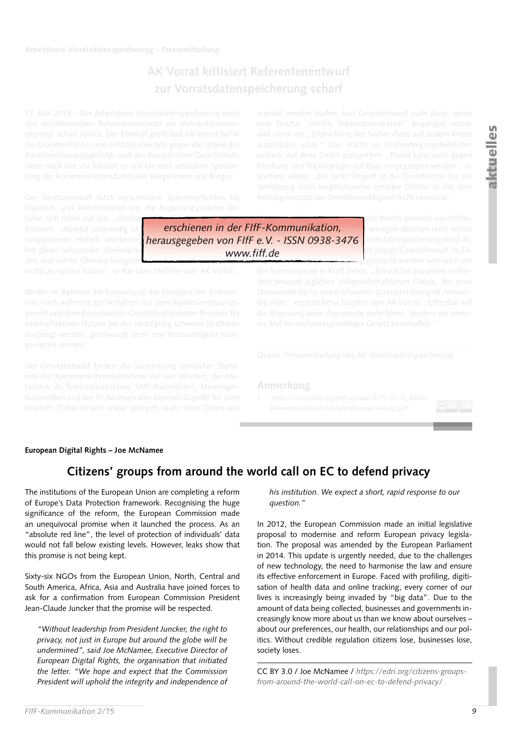Arbeitskreis Vorratsdatenspeicherung – Pressemitteilung

## AK Vorrat kritisiert Referentenentwurf zur Vorratsdatenspeicherung scharf

17. Mai 2015 – Der Arbeitskreis Vorratsdatenspeicherung weist den veröffentlichten Referentenentwurf zur Vorratsdatenspeicherung[1] scharf zurück. Der Entwurf greift laut AK Vorrat tief in die Grundrechte ein und verstößt ebenfalls gegen die Urteile des Bundesverfassungsgerichts und des Europäischen Gerichtshofs. Denn nach wie vor handelt es sich um eine anlasslose Speicherung der Kommunikationsdaten aller Bürgerinnen und Bürger.

Der Gesetzentwurf führt verschiedene Speicherpflichten für Standort- und Verkehrsdaten ein, die Regierungsparteien berufen sich dabei auf das „absolut … Kriterien. „Absolut notwendig ist … rungsparteien endlich anerkenne… mit dieser anlasslosen Überwach… den und solche Überwachungsm… nichts zu suchen haben“, so Kai-Uwe Steffens vom AK Vorrat.

*erschienen in der FIfF-Kommunikation, herausgegeben von FIfF e.V. - ISSN 0938-3476 www.fiff.de*

Weder im Rahmen der Evaluierung der Europäischen Kommission noch während der Verfahren vor dem Bundesverfassungsgericht und dem Europäischen Gerichtshof konnten Beispiele für einen effektiven Nutzen bei der Verfolgung schwerer Straftaten vorgelegt werden, geschweige denn eine Notwendigkeit nachgewiesen werden.

Der Gesetzentwurf fordert die Speicherung sämtlicher Standorte der Kommunikationsteilnehmer für vier Wochen, der Metadaten zu Telefongesprächen, SMS-Nachrichten, Messenger-Nachrichten und der IP-Adressen aller Internet-Zugriffe für zehn Wochen. Dabei ist sehr unklar geregelt, wann diese Daten verwendet werden dürfen, laut Gesetzentwurf auch dann, wenn eine Straftat „mittels Telekommunikation“ begangen wurde und wenn die „Erforschung des Sachverhalts auf andere Weise aussichtslos wäre.“ Das macht es Strafverfolgungsbehörden einfach, auf diese Daten zuzugreifen. „Damit kann auch gegen Filesharer und Trickbetrüger auf Ebay vorgegangen werden“, so Steffens weiter. „Ein tiefer Eingriff in die Grundrechte für die Verfolgung solch vergleichsweise geringer Delikte ist mit dem Rechtsgrundsatz der Verhältnismäßigkeit nicht vereinbar.“

… urde bereits zweimal von Verfas… wenigen Wochen noch lehnte … rratsdatenspeicherung strikt ab, … der jetzige Gesetzentwurf im Eil… gebracht werden und noch vor der Sommerpause in Kraft treten. „Ein solches Vorgehen verhindert bewusst jeglichen zivilgesellschaftlichen Dialog, der einer Demokratie für so einen schweren Grundrechtseingriff notwendig wäre“, ergänzt Rena Tangens vom AK Vorrat. „Offenbar will die Regierung keine Argumente mehr hören, sondern ein weiteres Mal ein verfassungswidriges Gesetz beschließen.“

*Quelle: Pressemitteilung des AK Vorratsdatenspeicherung*

### Anmerkung

1 https://netzpolitik.org/wp-upload/2015-05-15_BMJV-Referentenentwurf-Vorratsdatenspeicherung.pdf

---

**European Digital Rights – Joe McNamee**

## Citizens' groups from around the world call on EC to defend privacy

The institutions of the European Union are completing a reform of Europe's Data Protection framework. Recognising the huge significance of the reform, the European Commission made an unequivocal promise when it launched the process. As an "absolute red line", the level of protection of individuals' data would not fall below existing levels. However, leaks show that this promise is not being kept.

Sixty-six NGOs from the European Union, North, Central and South America, Africa, Asia and Australia have joined forces to ask for a confirmation from European Commission President Jean-Claude Juncker that the promise will be respected.

*"Without leadership from President Juncker, the right to privacy, not just in Europe but around the globe will be undermined", said Joe McNamee, Executive Director of European Digital Rights, the organisation that initiated the letter. "We hope and expect that the Commission President will uphold the integrity and independence of his institution. We expect a short, rapid response to our question."*

In 2012, the European Commission made an initial legislative proposal to modernise and reform European privacy legislation. The proposal was amended by the European Parliament in 2014. This update is urgently needed, due to the challenges of new technology, the need to harmonise the law and ensure its effective enforcement in Europe. Faced with profiling, digitisation of health data and online tracking, every corner of our lives is increasingly being invaded by "big data". Due to the amount of data being collected, businesses and governments increasingly know more about us than we know about ourselves – about our preferences, our health, our relationships and our politics. Without credible regulation citizens lose, businesses lose, society loses.

CC BY 3.0 / Joe McNamee / *https://edri.org/citizens-groups-from-around-the-world-call-on-ec-to-defend-privacy/*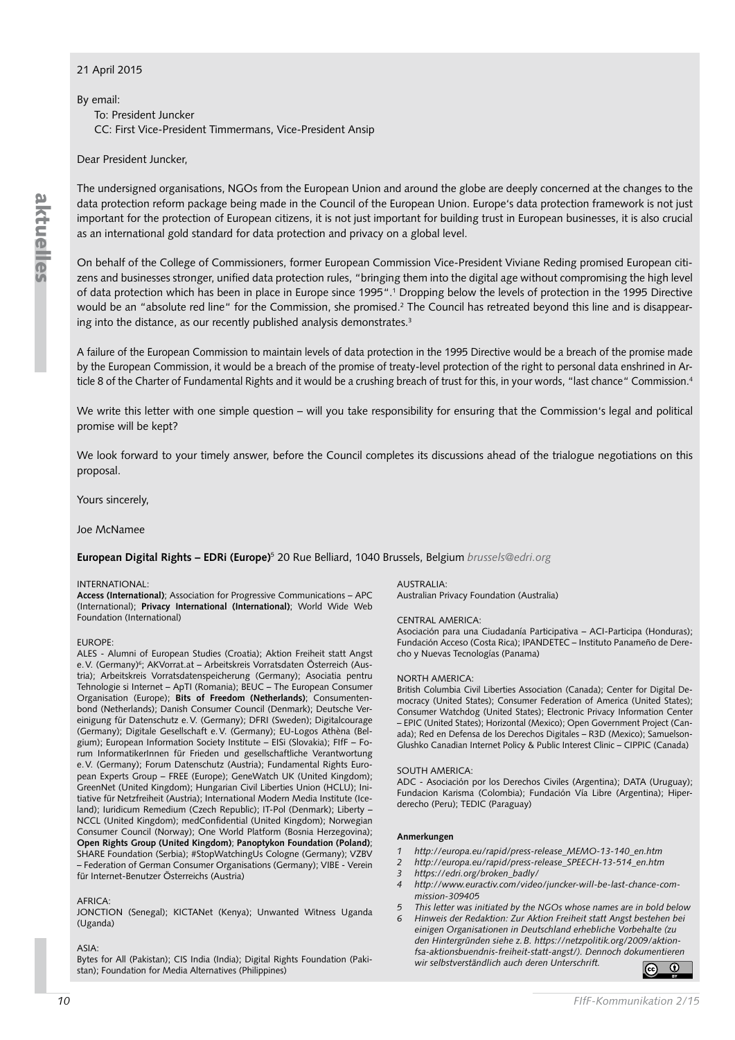21 April 2015

By email:
To: President Juncker
CC: First Vice-President Timmermans, Vice-President Ansip

Dear President Juncker,

The undersigned organisations, NGOs from the European Union and around the globe are deeply concerned at the changes to the data protection reform package being made in the Council of the European Union. Europe's data protection framework is not just important for the protection of European citizens, it is not just important for building trust in European businesses, it is also crucial as an international gold standard for data protection and privacy on a global level.

On behalf of the College of Commissioners, former European Commission Vice-President Viviane Reding promised European citizens and businesses stronger, unified data protection rules, "bringing them into the digital age without compromising the high level of data protection which has been in place in Europe since 1995".[1] Dropping below the levels of protection in the 1995 Directive would be an "absolute red line" for the Commission, she promised.[2] The Council has retreated beyond this line and is disappearing into the distance, as our recently published analysis demonstrates.[3]

A failure of the European Commission to maintain levels of data protection in the 1995 Directive would be a breach of the promise made by the European Commission, it would be a breach of the promise of treaty-level protection of the right to personal data enshrined in Article 8 of the Charter of Fundamental Rights and it would be a crushing breach of trust for this, in your words, "last chance" Commission.[4]

We write this letter with one simple question – will you take responsibility for ensuring that the Commission's legal and political promise will be kept?

We look forward to your timely answer, before the Council completes its discussions ahead of the trialogue negotiations on this proposal.

Yours sincerely,

Joe McNamee

**European Digital Rights – EDRi (Europe)**[5] 20 Rue Belliard, 1040 Brussels, Belgium *brussels@edri.org*

INTERNATIONAL:
**Access (International)**; Association for Progressive Communications – APC (International); **Privacy International (International)**; World Wide Web Foundation (International)

EUROPE:
ALES - Alumni of European Studies (Croatia); Aktion Freiheit statt Angst e. V. (Germany)[6]; AKVorrat.at – Arbeitskreis Vorratsdaten Österreich (Austria); Arbeitskreis Vorratsdatenspeicherung (Germany); Asociatia pentru Tehnologie si Internet – ApTI (Romania); BEUC – The European Consumer Organisation (Europe); **Bits of Freedom (Netherlands)**; Consumentenbond (Netherlands); Danish Consumer Council (Denmark); Deutsche Vereinigung für Datenschutz e. V. (Germany); DFRI (Sweden); Digitalcourage (Germany); Digitale Gesellschaft e. V. (Germany); EU-Logos Athèna (Belgium); European Information Society Institute – EISi (Slovakia); FIfF – Forum InformatikerInnen für Frieden und gesellschaftliche Verantwortung e. V. (Germany); Forum Datenschutz (Austria); Fundamental Rights European Experts Group – FREE (Europe); GeneWatch UK (United Kingdom); GreenNet (United Kingdom); Hungarian Civil Liberties Union (HCLU); Initiative für Netzfreiheit (Austria); International Modern Media Institute (Iceland); Iuridicum Remedium (Czech Republic); IT-Pol (Denmark); Liberty – NCCL (United Kingdom); medConfidential (United Kingdom); Norwegian Consumer Council (Norway); One World Platform (Bosnia Herzegovina); **Open Rights Group (United Kingdom)**; **Panoptykon Foundation (Poland)**; SHARE Foundation (Serbia); #StopWatchingUs Cologne (Germany); VZBV – Federation of German Consumer Organisations (Germany); VIBE - Verein für Internet-Benutzer Österreichs (Austria)

AFRICA:
JONCTION (Senegal); KICTANet (Kenya); Unwanted Witness Uganda (Uganda)

ASIA:
Bytes for All (Pakistan); CIS India (India); Digital Rights Foundation (Pakistan); Foundation for Media Alternatives (Philippines)

AUSTRALIA:
Australian Privacy Foundation (Australia)

CENTRAL AMERICA:
Asociación para una Ciudadanía Participativa – ACI-Participa (Honduras); Fundación Acceso (Costa Rica); IPANDETEC – Instituto Panameño de Derecho y Nuevas Tecnologías (Panama)

NORTH AMERICA:
British Columbia Civil Liberties Association (Canada); Center for Digital Democracy (United States); Consumer Federation of America (United States); Consumer Watchdog (United States); Electronic Privacy Information Center – EPIC (United States); Horizontal (Mexico); Open Government Project (Canada); Red en Defensa de los Derechos Digitales – R3D (Mexico); Samuelson-Glushko Canadian Internet Policy & Public Interest Clinic – CIPPIC (Canada)

SOUTH AMERICA:
ADC - Asociación por los Derechos Civiles (Argentina); DATA (Uruguay); Fundacion Karisma (Colombia); Fundación Vía Libre (Argentina); Hiperderecho (Peru); TEDIC (Paraguay)

**Anmerkungen**

1. *http://europa.eu/rapid/press-release_MEMO-13-140_en.htm*
2. *http://europa.eu/rapid/press-release_SPEECH-13-514_en.htm*
3. *https://edri.org/broken_badly/*
4. *http://www.euractiv.com/video/juncker-will-be-last-chance-commission-309405*
5. *This letter was initiated by the NGOs whose names are in bold below*
6. *Hinweis der Redaktion: Zur Aktion Freiheit statt Angst bestehen bei einigen Organisationen in Deutschland erhebliche Vorbehalte (zu den Hintergründen siehe z. B. https://netzpolitik.org/2009/aktion-fsa-aktionsbuendnis-freiheit-statt-angst/). Dennoch dokumentieren wir selbstverständlich auch deren Unterschrift.*